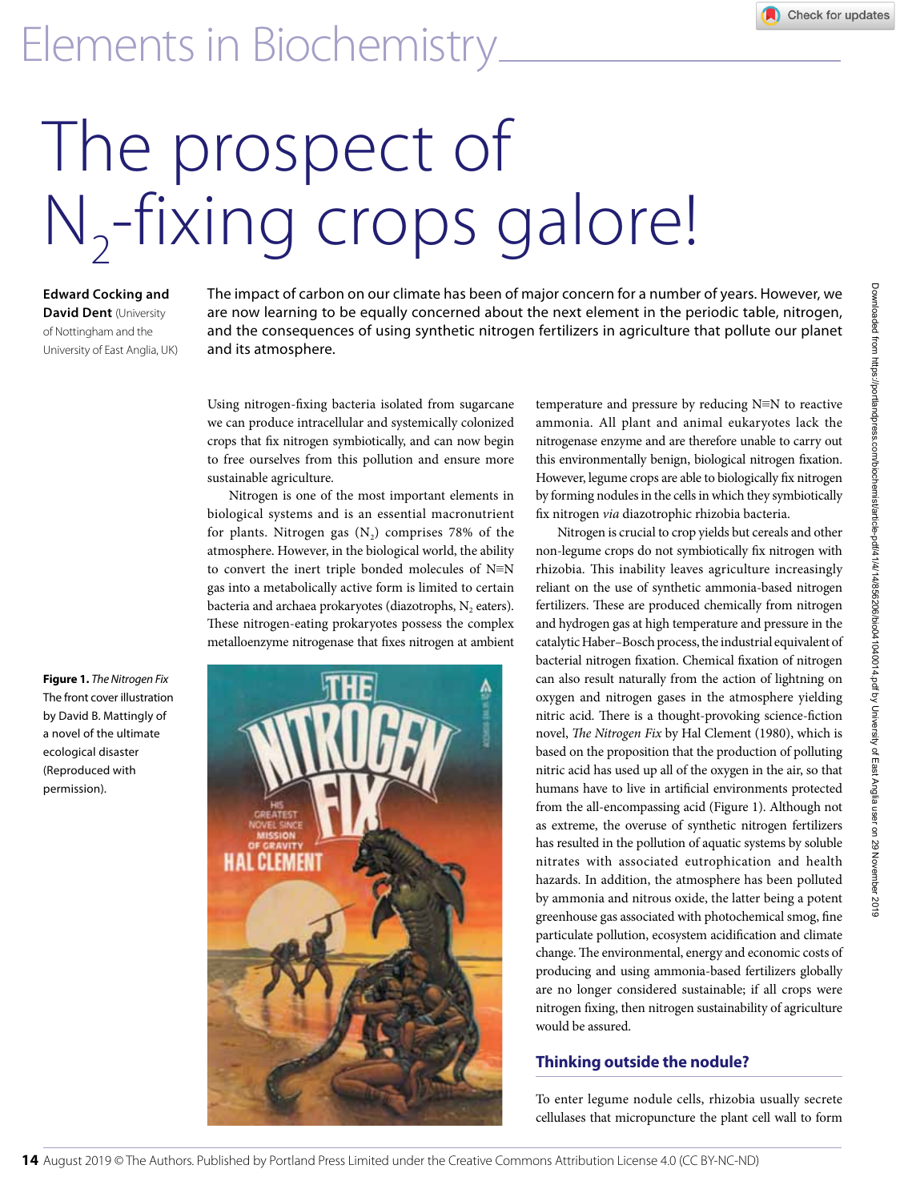# The prospect of $N_2$-fixing crops galore!

**Edward Cocking and David Dent** (University of Nottingham and the University of East Anglia, UK)

The impact of carbon on our climate has been of major concern for a number of years. However, we are now learning to be equally concerned about the next element in the periodic table, nitrogen, and the consequences of using synthetic nitrogen fertilizers in agriculture that pollute our planet and its atmosphere.

Using nitrogen-fixing bacteria isolated from sugarcane we can produce intracellular and systemically colonized crops that fix nitrogen symbiotically, and can now begin to free ourselves from this pollution and ensure more sustainable agriculture.

Nitrogen is one of the most important elements in biological systems and is an essential macronutrient for plants. Nitrogen gas ($N_2$) comprises 78% of the atmosphere. However, in the biological world, the ability to convert the inert triple bonded molecules of N≡N gas into a metabolically active form is limited to certain bacteria and archaea prokaryotes (diazotrophs, $N_2$ eaters). These nitrogen-eating prokaryotes possess the complex metalloenzyme nitrogenase that fixes nitrogen at ambient temperature and pressure by reducing N≡N to reactive ammonia. All plant and animal eukaryotes lack the nitrogenase enzyme and are therefore unable to carry out this environmentally benign, biological nitrogen fixation. However, legume crops are able to biologically fix nitrogen by forming nodules in the cells in which they symbiotically fix nitrogen *via* diazotrophic rhizobia bacteria.

Nitrogen is crucial to crop yields but cereals and other non-legume crops do not symbiotically fix nitrogen with rhizobia. This inability leaves agriculture increasingly reliant on the use of synthetic ammonia-based nitrogen fertilizers. These are produced chemically from nitrogen and hydrogen gas at high temperature and pressure in the catalytic Haber–Bosch process, the industrial equivalent of bacterial nitrogen fixation. Chemical fixation of nitrogen can also result naturally from the action of lightning on oxygen and nitrogen gases in the atmosphere yielding nitric acid. There is a thought-provoking science-fiction novel, *The Nitrogen Fix* by Hal Clement (1980), which is based on the proposition that the production of polluting nitric acid has used up all of the oxygen in the air, so that humans have to live in artificial environments protected from the all-encompassing acid (Figure 1). Although not as extreme, the overuse of synthetic nitrogen fertilizers has resulted in the pollution of aquatic systems by soluble nitrates with associated eutrophication and health hazards. In addition, the atmosphere has been polluted by ammonia and nitrous oxide, the latter being a potent greenhouse gas associated with photochemical smog, fine particulate pollution, ecosystem acidification and climate change. The environmental, energy and economic costs of producing and using ammonia-based fertilizers globally are no longer considered sustainable; if all crops were nitrogen fixing, then nitrogen sustainability of agriculture would be assured.

**Figure 1.** *The Nitrogen Fix* The front cover illustration by David B. Mattingly of a novel of the ultimate ecological disaster (Reproduced with permission).

## Thinking outside the nodule?

To enter legume nodule cells, rhizobia usually secrete cellulases that micropuncture the plant cell wall to form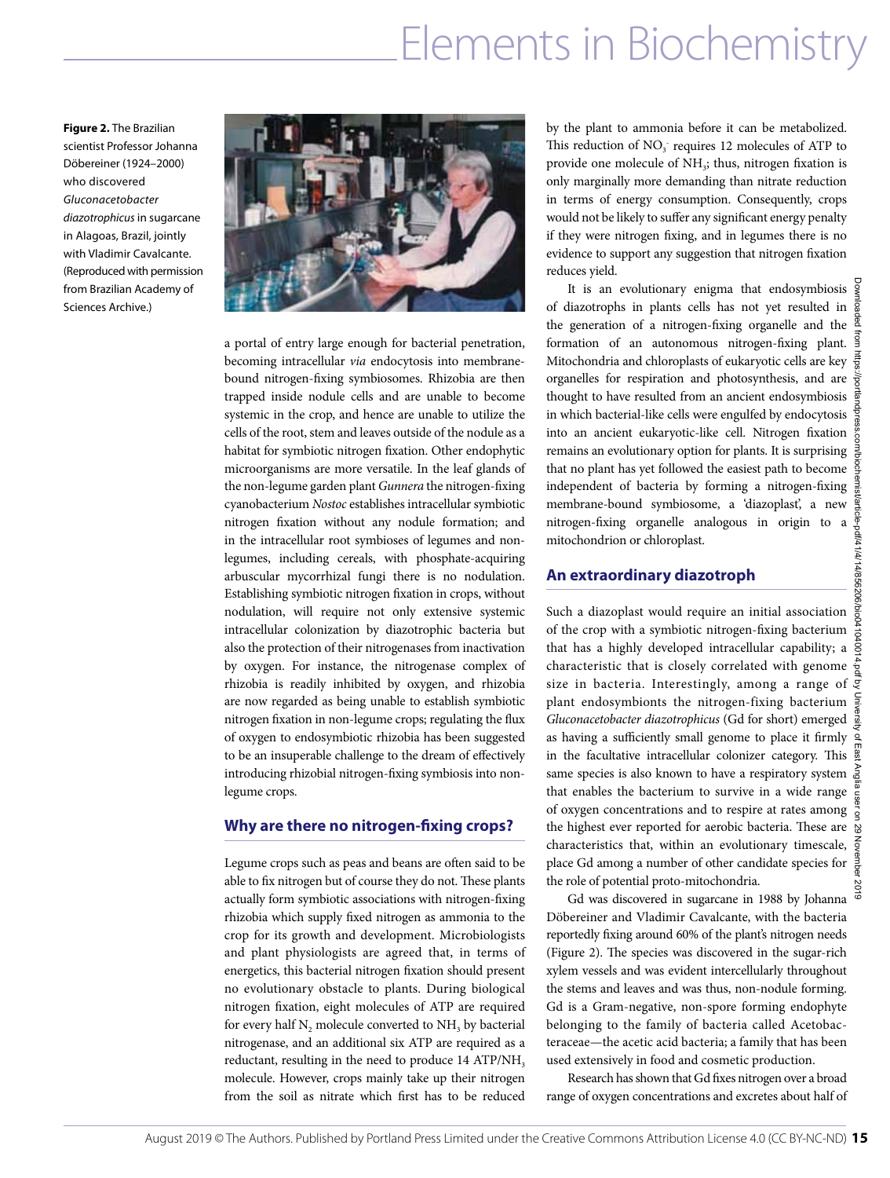**Figure 2.** The Brazilian scientist Professor Johanna Döbereiner (1924–2000) who discovered *Gluconacetobacter diazotrophicus* in sugarcane in Alagoas, Brazil, jointly with Vladimir Cavalcante. (Reproduced with permission from Brazilian Academy of Sciences Archive.)

a portal of entry large enough for bacterial penetration, becoming intracellular *via* endocytosis into membrane-bound nitrogen-fixing symbiosomes. Rhizobia are then trapped inside nodule cells and are unable to become systemic in the crop, and hence are unable to utilize the cells of the root, stem and leaves outside of the nodule as a habitat for symbiotic nitrogen fixation. Other endophytic microorganisms are more versatile. In the leaf glands of the non-legume garden plant *Gunnera* the nitrogen-fixing cyanobacterium *Nostoc* establishes intracellular symbiotic nitrogen fixation without any nodule formation; and in the intracellular root symbioses of legumes and non-legumes, including cereals, with phosphate-acquiring arbuscular mycorrhizal fungi there is no nodulation. Establishing symbiotic nitrogen fixation in crops, without nodulation, will require not only extensive systemic intracellular colonization by diazotrophic bacteria but also the protection of their nitrogenases from inactivation by oxygen. For instance, the nitrogenase complex of rhizobia is readily inhibited by oxygen, and rhizobia are now regarded as being unable to establish symbiotic nitrogen fixation in non-legume crops; regulating the flux of oxygen to endosymbiotic rhizobia has been suggested to be an insuperable challenge to the dream of effectively introducing rhizobial nitrogen-fixing symbiosis into non-legume crops.

## Why are there no nitrogen-fixing crops?

Legume crops such as peas and beans are often said to be able to fix nitrogen but of course they do not. These plants actually form symbiotic associations with nitrogen-fixing rhizobia which supply fixed nitrogen as ammonia to the crop for its growth and development. Microbiologists and plant physiologists are agreed that, in terms of energetics, this bacterial nitrogen fixation should present no evolutionary obstacle to plants. During biological nitrogen fixation, eight molecules of ATP are required for every half $N_2$ molecule converted to $NH_3$ by bacterial nitrogenase, and an additional six ATP are required as a reductant, resulting in the need to produce 14 ATP/$NH_3$ molecule. However, crops mainly take up their nitrogen from the soil as nitrate which first has to be reduced by the plant to ammonia before it can be metabolized. This reduction of $NO_3^-$ requires 12 molecules of ATP to provide one molecule of $NH_3$; thus, nitrogen fixation is only marginally more demanding than nitrate reduction in terms of energy consumption. Consequently, crops would not be likely to suffer any significant energy penalty if they were nitrogen fixing, and in legumes there is no evidence to support any suggestion that nitrogen fixation reduces yield.

It is an evolutionary enigma that endosymbiosis of diazotrophs in plants cells has not yet resulted in the generation of a nitrogen-fixing organelle and the formation of an autonomous nitrogen-fixing plant. Mitochondria and chloroplasts of eukaryotic cells are key organelles for respiration and photosynthesis, and are thought to have resulted from an ancient endosymbiosis in which bacterial-like cells were engulfed by endocytosis into an ancient eukaryotic-like cell. Nitrogen fixation remains an evolutionary option for plants. It is surprising that no plant has yet followed the easiest path to become independent of bacteria by forming a nitrogen-fixing membrane-bound symbiosome, a 'diazoplast', a new nitrogen-fixing organelle analogous in origin to a mitochondrion or chloroplast.

## An extraordinary diazotroph

Such a diazoplast would require an initial association of the crop with a symbiotic nitrogen-fixing bacterium that has a highly developed intracellular capability; a characteristic that is closely correlated with genome size in bacteria. Interestingly, among a range of plant endosymbionts the nitrogen-fixing bacterium *Gluconacetobacter diazotrophicus* (Gd for short) emerged as having a sufficiently small genome to place it firmly in the facultative intracellular colonizer category. This same species is also known to have a respiratory system that enables the bacterium to survive in a wide range of oxygen concentrations and to respire at rates among the highest ever reported for aerobic bacteria. These are characteristics that, within an evolutionary timescale, place Gd among a number of other candidate species for the role of potential proto-mitochondria.

Gd was discovered in sugarcane in 1988 by Johanna Döbereiner and Vladimir Cavalcante, with the bacteria reportedly fixing around 60% of the plant's nitrogen needs (Figure 2). The species was discovered in the sugar-rich xylem vessels and was evident intercellularly throughout the stems and leaves and was thus, non-nodule forming. Gd is a Gram-negative, non-spore forming endophyte belonging to the family of bacteria called Acetobacteraceae—the acetic acid bacteria; a family that has been used extensively in food and cosmetic production.

Research has shown that Gd fixes nitrogen over a broad range of oxygen concentrations and excretes about half of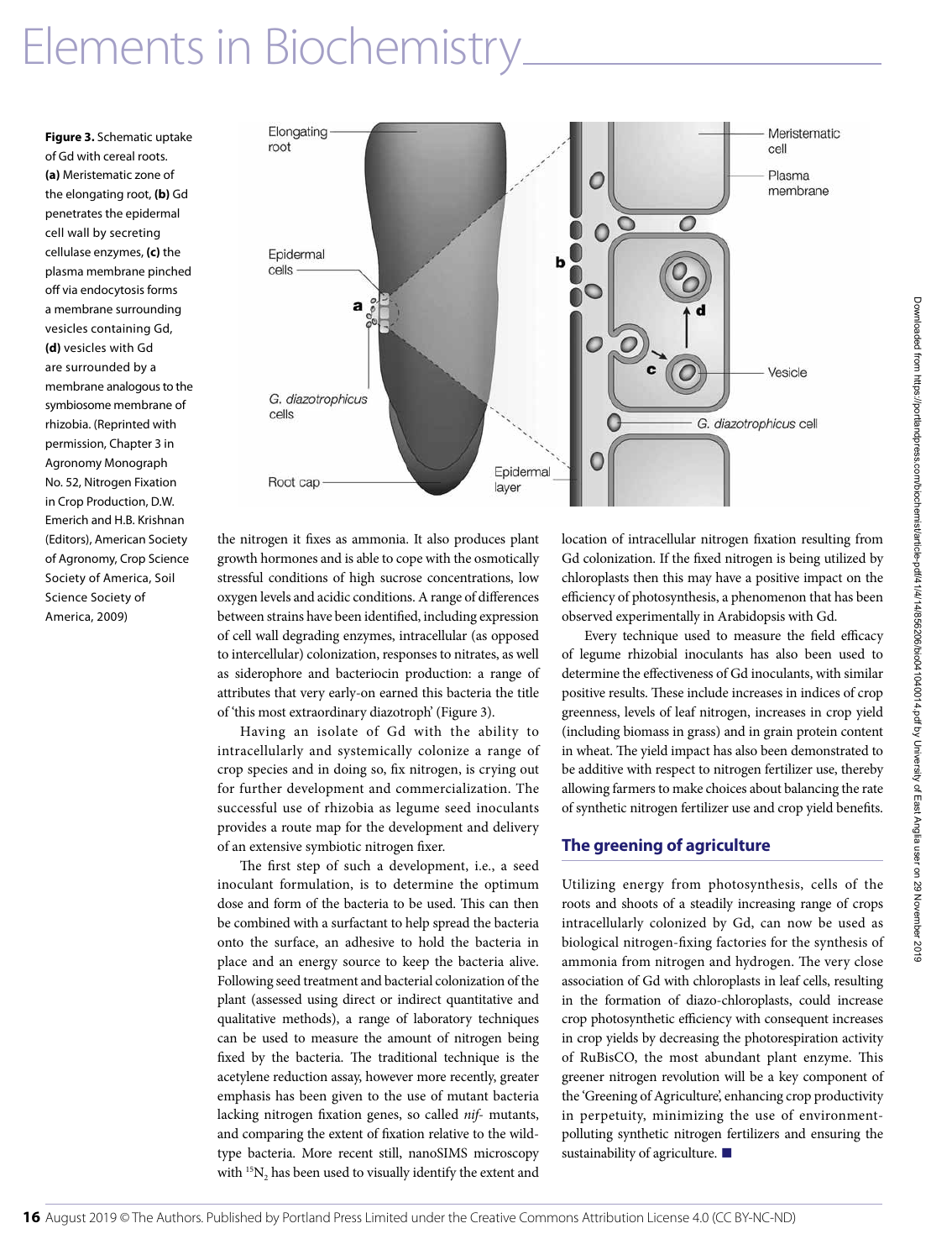**Figure 3.** Schematic uptake of Gd with cereal roots. **(a)** Meristematic zone of the elongating root, **(b)** Gd penetrates the epidermal cell wall by secreting cellulase enzymes, **(c)** the plasma membrane pinched off via endocytosis forms a membrane surrounding vesicles containing Gd, **(d)** vesicles with Gd are surrounded by a membrane analogous to the symbiosome membrane of rhizobia. (Reprinted with permission, Chapter 3 in Agronomy Monograph No. 52, Nitrogen Fixation in Crop Production, D.W. Emerich and H.B. Krishnan (Editors), American Society of Agronomy, Crop Science Society of America, Soil Science Society of America, 2009)

the nitrogen it fixes as ammonia. It also produces plant growth hormones and is able to cope with the osmotically stressful conditions of high sucrose concentrations, low oxygen levels and acidic conditions. A range of differences between strains have been identified, including expression of cell wall degrading enzymes, intracellular (as opposed to intercellular) colonization, responses to nitrates, as well as siderophore and bacteriocin production: a range of attributes that very early-on earned this bacteria the title of 'this most extraordinary diazotroph' (Figure 3).

Having an isolate of Gd with the ability to intracellularly and systemically colonize a range of crop species and in doing so, fix nitrogen, is crying out for further development and commercialization. The successful use of rhizobia as legume seed inoculants provides a route map for the development and delivery of an extensive symbiotic nitrogen fixer.

The first step of such a development, i.e., a seed inoculant formulation, is to determine the optimum dose and form of the bacteria to be used. This can then be combined with a surfactant to help spread the bacteria onto the surface, an adhesive to hold the bacteria in place and an energy source to keep the bacteria alive. Following seed treatment and bacterial colonization of the plant (assessed using direct or indirect quantitative and qualitative methods), a range of laboratory techniques can be used to measure the amount of nitrogen being fixed by the bacteria. The traditional technique is the acetylene reduction assay, however more recently, greater emphasis has been given to the use of mutant bacteria lacking nitrogen fixation genes, so called *nif*- mutants, and comparing the extent of fixation relative to the wild-type bacteria. More recent still, nanoSIMS microscopy with $^{15}N_2$ has been used to visually identify the extent and location of intracellular nitrogen fixation resulting from Gd colonization. If the fixed nitrogen is being utilized by chloroplasts then this may have a positive impact on the efficiency of photosynthesis, a phenomenon that has been observed experimentally in Arabidopsis with Gd.

Every technique used to measure the field efficacy of legume rhizobial inoculants has also been used to determine the effectiveness of Gd inoculants, with similar positive results. These include increases in indices of crop greenness, levels of leaf nitrogen, increases in crop yield (including biomass in grass) and in grain protein content in wheat. The yield impact has also been demonstrated to be additive with respect to nitrogen fertilizer use, thereby allowing farmers to make choices about balancing the rate of synthetic nitrogen fertilizer use and crop yield benefits.

## The greening of agriculture

Utilizing energy from photosynthesis, cells of the roots and shoots of a steadily increasing range of crops intracellularly colonized by Gd, can now be used as biological nitrogen-fixing factories for the synthesis of ammonia from nitrogen and hydrogen. The very close association of Gd with chloroplasts in leaf cells, resulting in the formation of diazo-chloroplasts, could increase crop photosynthetic efficiency with consequent increases in crop yields by decreasing the photorespiration activity of RuBisCO, the most abundant plant enzyme. This greener nitrogen revolution will be a key component of the 'Greening of Agriculture', enhancing crop productivity in perpetuity, minimizing the use of environment-polluting synthetic nitrogen fertilizers and ensuring the sustainability of agriculture. ■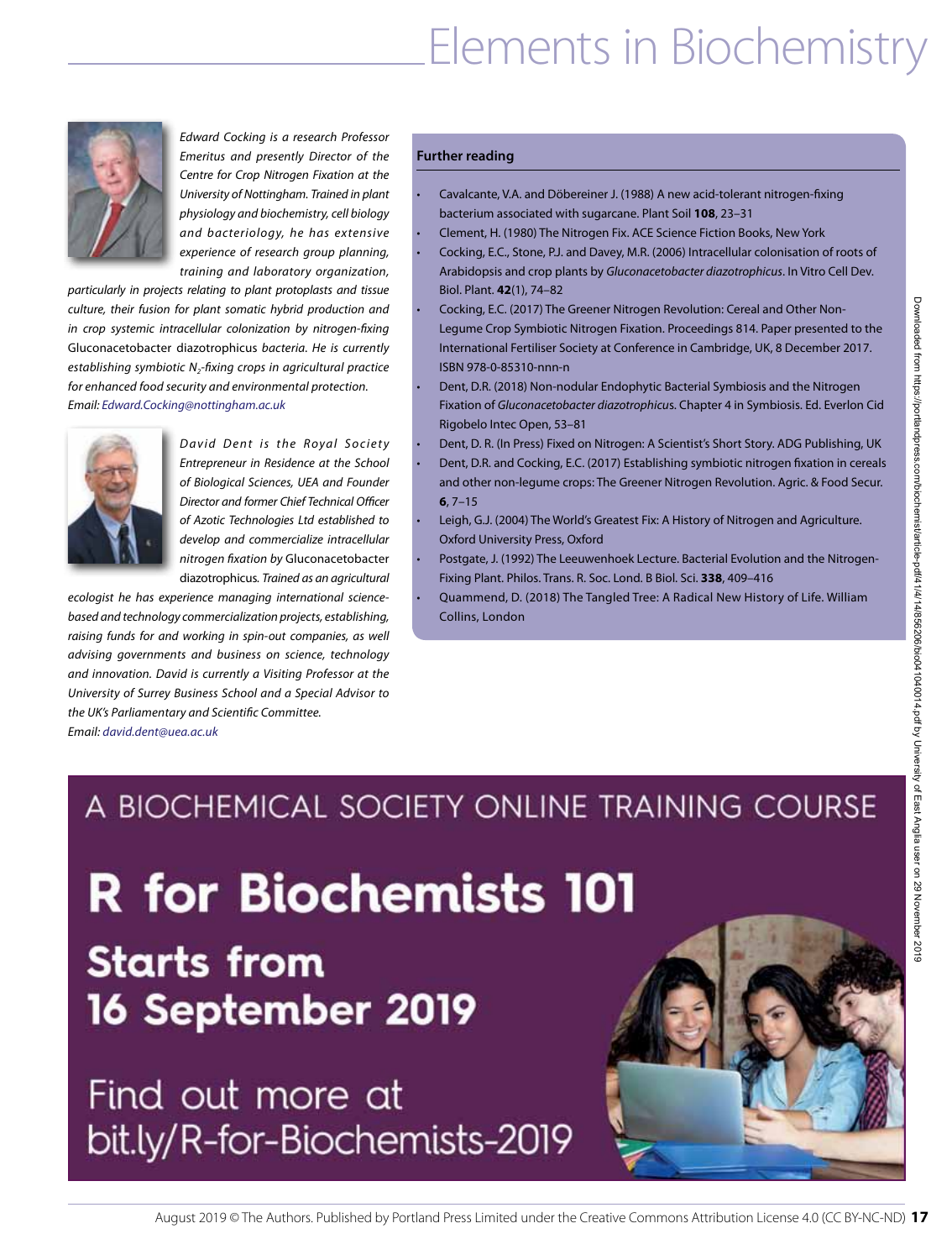*Edward Cocking is a research Professor Emeritus and presently Director of the Centre for Crop Nitrogen Fixation at the University of Nottingham. Trained in plant physiology and biochemistry, cell biology and bacteriology, he has extensive experience of research group planning, training and laboratory organization, particularly in projects relating to plant protoplasts and tissue culture, their fusion for plant somatic hybrid production and in crop systemic intracellular colonization by nitrogen-fixing* Gluconacetobacter diazotrophicus *bacteria. He is currently establishing symbiotic $N_2$-fixing crops in agricultural practice for enhanced food security and environmental protection.*
*Email: Edward.Cocking@nottingham.ac.uk*

*David Dent is the Royal Society Entrepreneur in Residence at the School of Biological Sciences, UEA and Founder Director and former Chief Technical Officer of Azotic Technologies Ltd established to develop and commercialize intracellular nitrogen fixation by* Gluconacetobacter diazotrophicus*. Trained as an agricultural ecologist he has experience managing international science-based and technology commercialization projects, establishing, raising funds for and working in spin-out companies, as well advising governments and business on science, technology and innovation. David is currently a Visiting Professor at the University of Surrey Business School and a Special Advisor to the UK's Parliamentary and Scientific Committee.*
*Email: david.dent@uea.ac.uk*

## Further reading

- Cavalcante, V.A. and Döbereiner J. (1988) A new acid-tolerant nitrogen-fixing bacterium associated with sugarcane. Plant Soil **108**, 23–31
- Clement, H. (1980) The Nitrogen Fix. ACE Science Fiction Books, New York
- Cocking, E.C., Stone, P.J. and Davey, M.R. (2006) Intracellular colonisation of roots of Arabidopsis and crop plants by *Gluconacetobacter diazotrophicus*. In Vitro Cell Dev. Biol. Plant. **42**(1), 74–82
- Cocking, E.C. (2017) The Greener Nitrogen Revolution: Cereal and Other Non-Legume Crop Symbiotic Nitrogen Fixation. Proceedings 814. Paper presented to the International Fertiliser Society at Conference in Cambridge, UK, 8 December 2017. ISBN 978-0-85310-nnn-n
- Dent, D.R. (2018) Non-nodular Endophytic Bacterial Symbiosis and the Nitrogen Fixation of *Gluconacetobacter diazotrophicus*. Chapter 4 in Symbiosis. Ed. Everlon Cid Rigobelo Intec Open, 53–81
- Dent, D. R. (In Press) Fixed on Nitrogen: A Scientist's Short Story. ADG Publishing, UK
- Dent, D.R. and Cocking, E.C. (2017) Establishing symbiotic nitrogen fixation in cereals and other non-legume crops: The Greener Nitrogen Revolution. Agric. & Food Secur. **6**, 7–15
- Leigh, G.J. (2004) The World's Greatest Fix: A History of Nitrogen and Agriculture. Oxford University Press, Oxford
- Postgate, J. (1992) The Leeuwenhoek Lecture. Bacterial Evolution and the Nitrogen-Fixing Plant. Philos. Trans. R. Soc. Lond. B Biol. Sci. **338**, 409–416
- Quammend, D. (2018) The Tangled Tree: A Radical New History of Life. William Collins, London

A BIOCHEMICAL SOCIETY ONLINE TRAINING COURSE

**R for Biochemists 101**

**Starts from 16 September 2019**

Find out more at bit.ly/R-for-Biochemists-2019

August 2019 © The Authors. Published by Portland Press Limited under the Creative Commons Attribution License 4.0 (CC BY-NC-ND)